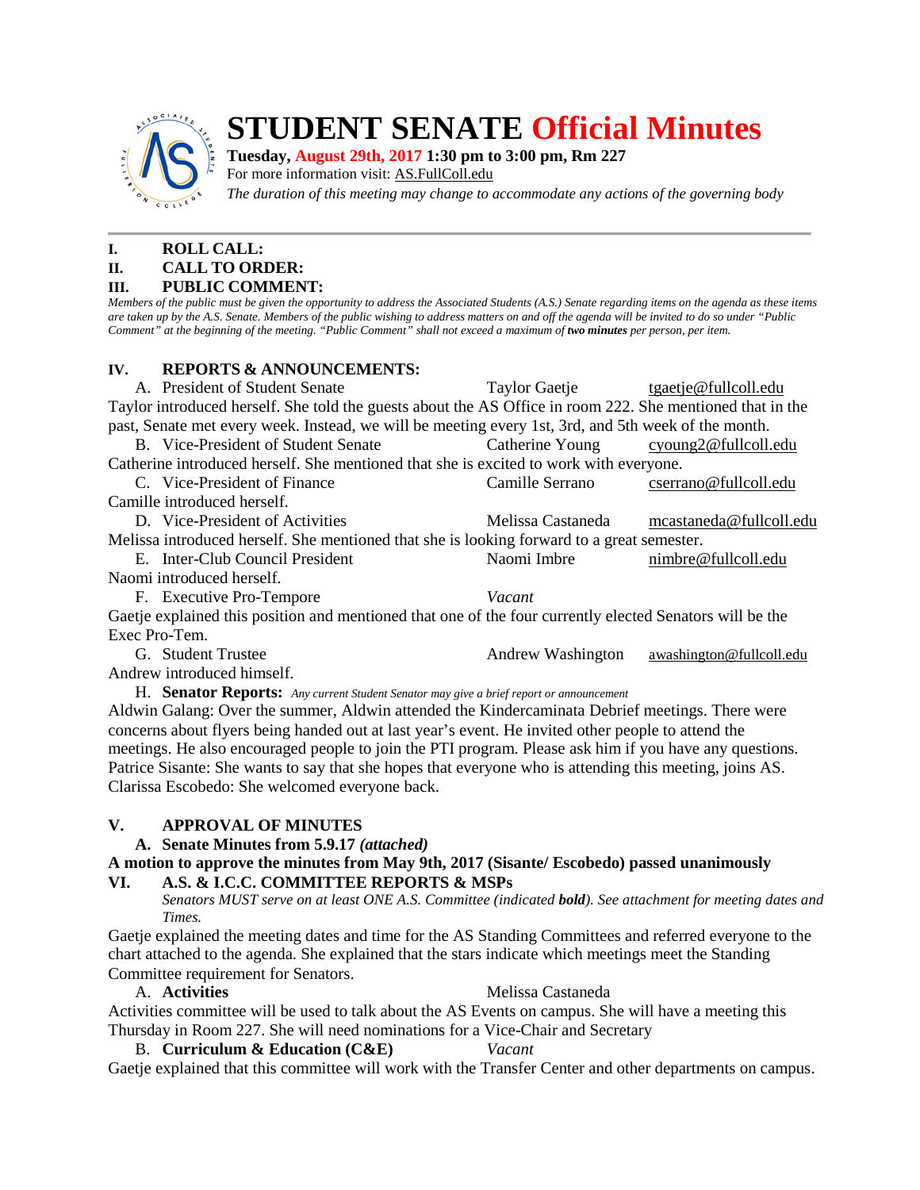# STUDENT SENATE Official Minutes

**Tuesday, August 29th, 2017 1:30 pm to 3:00 pm, Rm 227**
For more information visit: AS.FullColl.edu
*The duration of this meeting may change to accommodate any actions of the governing body*

---

**I. ROLL CALL:**

**II. CALL TO ORDER:**

**III. PUBLIC COMMENT:**

*Members of the public must be given the opportunity to address the Associated Students (A.S.) Senate regarding items on the agenda as these items are taken up by the A.S. Senate. Members of the public wishing to address matters on and off the agenda will be invited to do so under "Public Comment" at the beginning of the meeting. "Public Comment" shall not exceed a maximum of **two minutes** per person, per item.*

**IV. REPORTS & ANNOUNCEMENTS:**

A. President of Student Senate — Taylor Gaetje — tgaetje@fullcoll.edu

Taylor introduced herself. She told the guests about the AS Office in room 222. She mentioned that in the past, Senate met every week. Instead, we will be meeting every 1st, 3rd, and 5th week of the month.

B. Vice-President of Student Senate — Catherine Young — cyoung2@fullcoll.edu

Catherine introduced herself. She mentioned that she is excited to work with everyone.

C. Vice-President of Finance — Camille Serrano — cserrano@fullcoll.edu

Camille introduced herself.

D. Vice-President of Activities — Melissa Castaneda — mcastaneda@fullcoll.edu

Melissa introduced herself. She mentioned that she is looking forward to a great semester.

E. Inter-Club Council President — Naomi Imbre — nimbre@fullcoll.edu

Naomi introduced herself.

F. Executive Pro-Tempore — *Vacant*

Gaetje explained this position and mentioned that one of the four currently elected Senators will be the Exec Pro-Tem.

G. Student Trustee — Andrew Washington — awashington@fullcoll.edu

Andrew introduced himself.

H. **Senator Reports:** *Any current Student Senator may give a brief report or announcement*

Aldwin Galang: Over the summer, Aldwin attended the Kindercaminata Debrief meetings. There were concerns about flyers being handed out at last year's event. He invited other people to attend the meetings. He also encouraged people to join the PTI program. Please ask him if you have any questions.
Patrice Sisante: She wants to say that she hopes that everyone who is attending this meeting, joins AS.
Clarissa Escobedo: She welcomed everyone back.

**V. APPROVAL OF MINUTES**

**A. Senate Minutes from 5.9.17 *(attached)***

**A motion to approve the minutes from May 9th, 2017 (Sisante/ Escobedo) passed unanimously**

**VI. A.S. & I.C.C. COMMITTEE REPORTS & MSPs**

*Senators MUST serve on at least ONE A.S. Committee (indicated **bold**). See attachment for meeting dates and Times.*

Gaetje explained the meeting dates and time for the AS Standing Committees and referred everyone to the chart attached to the agenda. She explained that the stars indicate which meetings meet the Standing Committee requirement for Senators.

A. **Activities** — Melissa Castaneda

Activities committee will be used to talk about the AS Events on campus. She will have a meeting this Thursday in Room 227. She will need nominations for a Vice-Chair and Secretary

B. **Curriculum & Education (C&E)** — *Vacant*

Gaetje explained that this committee will work with the Transfer Center and other departments on campus.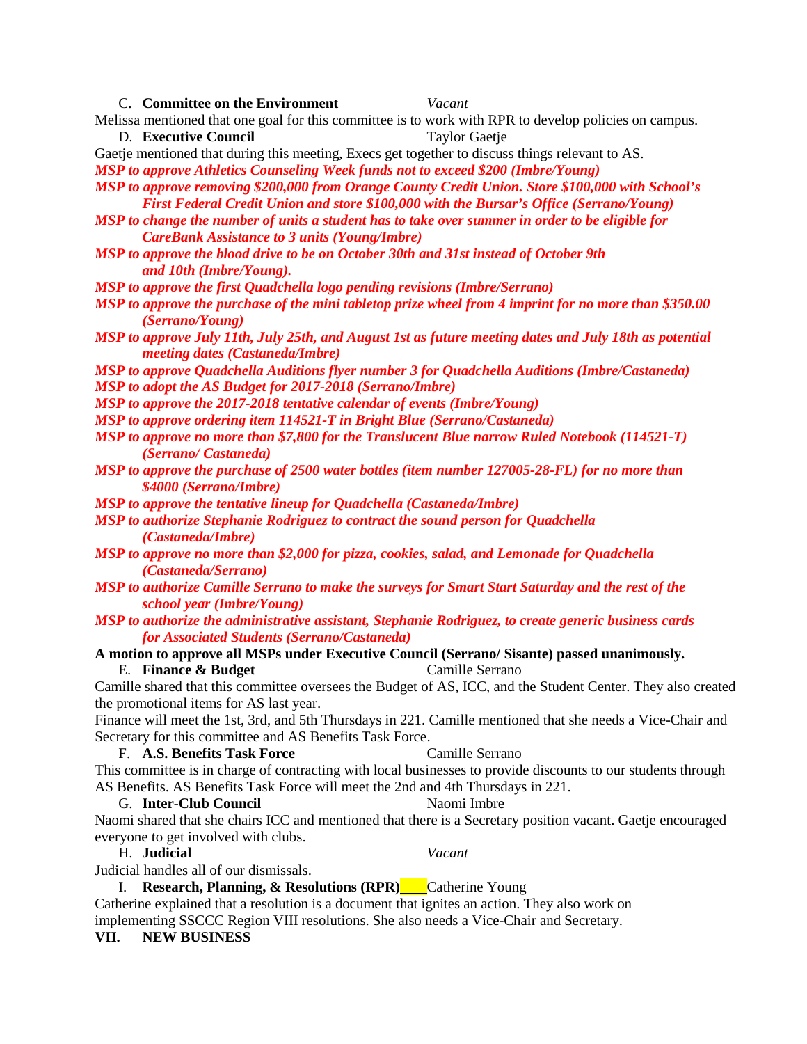C. **Committee on the Environment** *Vacant*

Melissa mentioned that one goal for this committee is to work with RPR to develop policies on campus.

D. **Executive Council** Taylor Gaetje

Gaetje mentioned that during this meeting, Execs get together to discuss things relevant to AS.

***MSP to approve Athletics Counseling Week funds not to exceed $200 (Imbre/Young)***

***MSP to approve removing $200,000 from Orange County Credit Union. Store $100,000 with School's First Federal Credit Union and store $100,000 with the Bursar's Office (Serrano/Young)***

***MSP to change the number of units a student has to take over summer in order to be eligible for CareBank Assistance to 3 units (Young/Imbre)***

***MSP to approve the blood drive to be on October 30th and 31st instead of October 9th and 10th (Imbre/Young).***

***MSP to approve the first Quadchella logo pending revisions (Imbre/Serrano)***

***MSP to approve the purchase of the mini tabletop prize wheel from 4 imprint for no more than $350.00 (Serrano/Young)***

***MSP to approve July 11th, July 25th, and August 1st as future meeting dates and July 18th as potential meeting dates (Castaneda/Imbre)***

***MSP to approve Quadchella Auditions flyer number 3 for Quadchella Auditions (Imbre/Castaneda)***

***MSP to adopt the AS Budget for 2017-2018 (Serrano/Imbre)***

***MSP to approve the 2017-2018 tentative calendar of events (Imbre/Young)***

***MSP to approve ordering item 114521-T in Bright Blue (Serrano/Castaneda)***

***MSP to approve no more than $7,800 for the Translucent Blue narrow Ruled Notebook (114521-T) (Serrano/ Castaneda)***

***MSP to approve the purchase of 2500 water bottles (item number 127005-28-FL) for no more than $4000 (Serrano/Imbre)***

***MSP to approve the tentative lineup for Quadchella (Castaneda/Imbre)***

***MSP to authorize Stephanie Rodriguez to contract the sound person for Quadchella (Castaneda/Imbre)***

***MSP to approve no more than $2,000 for pizza, cookies, salad, and Lemonade for Quadchella (Castaneda/Serrano)***

***MSP to authorize Camille Serrano to make the surveys for Smart Start Saturday and the rest of the school year (Imbre/Young)***

***MSP to authorize the administrative assistant, Stephanie Rodriguez, to create generic business cards for Associated Students (Serrano/Castaneda)***

**A motion to approve all MSPs under Executive Council (Serrano/ Sisante) passed unanimously.**

E. **Finance & Budget** Camille Serrano

Camille shared that this committee oversees the Budget of AS, ICC, and the Student Center. They also created the promotional items for AS last year.

Finance will meet the 1st, 3rd, and 5th Thursdays in 221. Camille mentioned that she needs a Vice-Chair and Secretary for this committee and AS Benefits Task Force.

F. **A.S. Benefits Task Force** Camille Serrano

This committee is in charge of contracting with local businesses to provide discounts to our students through AS Benefits. AS Benefits Task Force will meet the 2nd and 4th Thursdays in 221.

G. **Inter-Club Council** Naomi Imbre

Naomi shared that she chairs ICC and mentioned that there is a Secretary position vacant. Gaetje encouraged everyone to get involved with clubs.

H. **Judicial** *Vacant*

Judicial handles all of our dismissals.

I. **Research, Planning, & Resolutions (RPR)** Catherine Young

Catherine explained that a resolution is a document that ignites an action. They also work on implementing SSCCC Region VIII resolutions. She also needs a Vice-Chair and Secretary.

## VII. NEW BUSINESS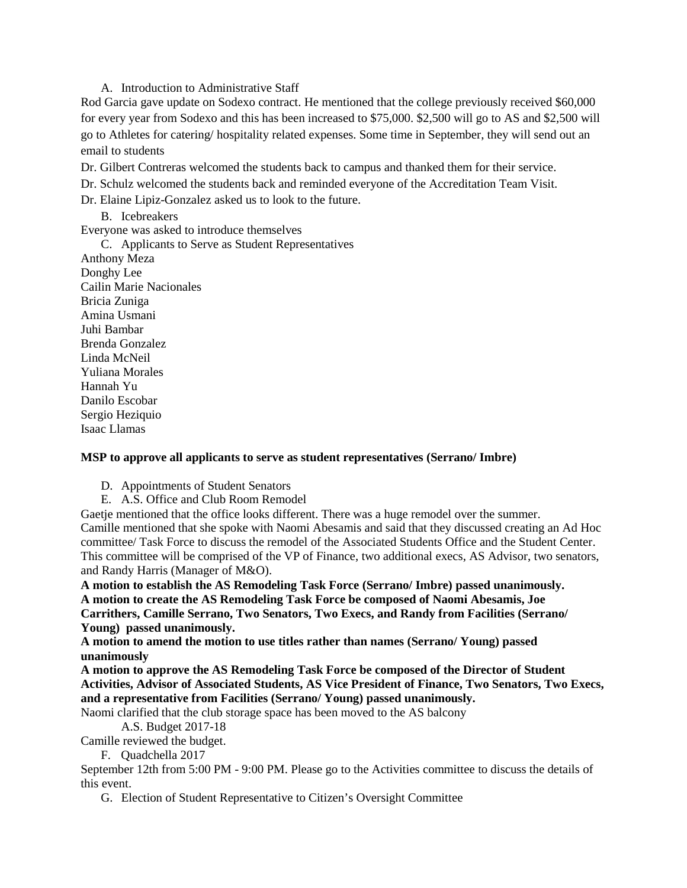A. Introduction to Administrative Staff

Rod Garcia gave update on Sodexo contract. He mentioned that the college previously received $60,000 for every year from Sodexo and this has been increased to $75,000. $2,500 will go to AS and $2,500 will go to Athletes for catering/ hospitality related expenses. Some time in September, they will send out an email to students

Dr. Gilbert Contreras welcomed the students back to campus and thanked them for their service.

Dr. Schulz welcomed the students back and reminded everyone of the Accreditation Team Visit.

Dr. Elaine Lipiz-Gonzalez asked us to look to the future.

B. Icebreakers

Everyone was asked to introduce themselves

C. Applicants to Serve as Student Representatives

Anthony Meza
Donghy Lee
Cailin Marie Nacionales
Bricia Zuniga
Amina Usmani
Juhi Bambar
Brenda Gonzalez
Linda McNeil
Yuliana Morales
Hannah Yu
Danilo Escobar
Sergio Heziquio
Isaac Llamas

**MSP to approve all applicants to serve as student representatives (Serrano/ Imbre)**

D. Appointments of Student Senators

E. A.S. Office and Club Room Remodel

Gaetje mentioned that the office looks different. There was a huge remodel over the summer.
Camille mentioned that she spoke with Naomi Abesamis and said that they discussed creating an Ad Hoc committee/ Task Force to discuss the remodel of the Associated Students Office and the Student Center. This committee will be comprised of the VP of Finance, two additional execs, AS Advisor, two senators, and Randy Harris (Manager of M&O).

**A motion to establish the AS Remodeling Task Force (Serrano/ Imbre) passed unanimously.**
**A motion to create the AS Remodeling Task Force be composed of Naomi Abesamis, Joe Carrithers, Camille Serrano, Two Senators, Two Execs, and Randy from Facilities (Serrano/ Young) passed unanimously.**
**A motion to amend the motion to use titles rather than names (Serrano/ Young) passed unanimously**
**A motion to approve the AS Remodeling Task Force be composed of the Director of Student Activities, Advisor of Associated Students, AS Vice President of Finance, Two Senators, Two Execs, and a representative from Facilities (Serrano/ Young) passed unanimously.**

Naomi clarified that the club storage space has been moved to the AS balcony

A.S. Budget 2017-18

Camille reviewed the budget.

F. Quadchella 2017

September 12th from 5:00 PM - 9:00 PM. Please go to the Activities committee to discuss the details of this event.

G. Election of Student Representative to Citizen's Oversight Committee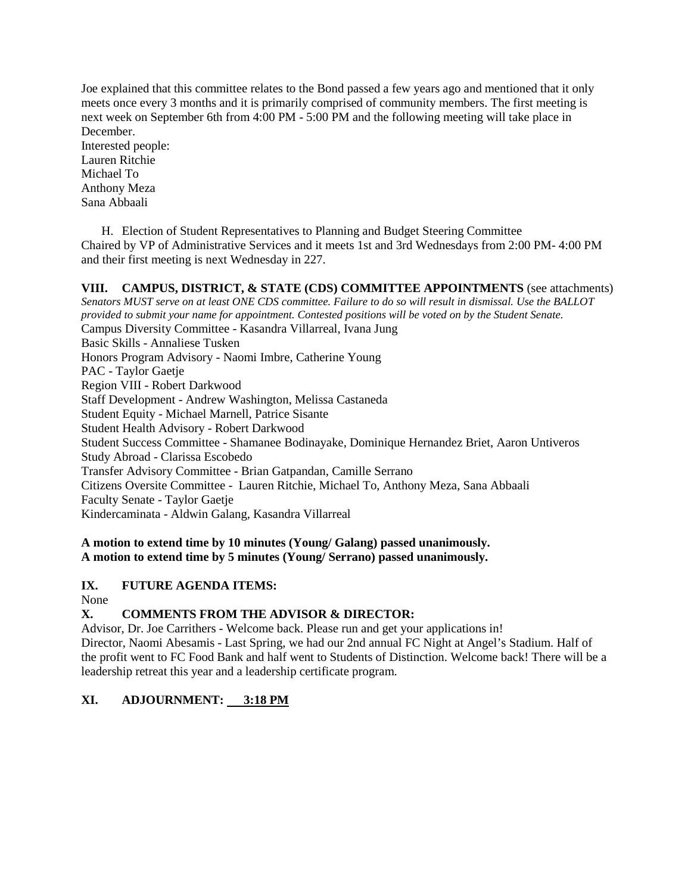Joe explained that this committee relates to the Bond passed a few years ago and mentioned that it only meets once every 3 months and it is primarily comprised of community members. The first meeting is next week on September 6th from 4:00 PM - 5:00 PM and the following meeting will take place in December.
Interested people:
Lauren Ritchie
Michael To
Anthony Meza
Sana Abbaali

H. Election of Student Representatives to Planning and Budget Steering Committee
Chaired by VP of Administrative Services and it meets 1st and 3rd Wednesdays from 2:00 PM- 4:00 PM and their first meeting is next Wednesday in 227.

## VIII. CAMPUS, DISTRICT, & STATE (CDS) COMMITTEE APPOINTMENTS (see attachments)

*Senators MUST serve on at least ONE CDS committee. Failure to do so will result in dismissal. Use the BALLOT provided to submit your name for appointment. Contested positions will be voted on by the Student Senate.*

Campus Diversity Committee - Kasandra Villarreal, Ivana Jung
Basic Skills - Annaliese Tusken
Honors Program Advisory - Naomi Imbre, Catherine Young
PAC - Taylor Gaetje
Region VIII - Robert Darkwood
Staff Development - Andrew Washington, Melissa Castaneda
Student Equity - Michael Marnell, Patrice Sisante
Student Health Advisory - Robert Darkwood
Student Success Committee - Shamanee Bodinayake, Dominique Hernandez Briet, Aaron Untiveros
Study Abroad - Clarissa Escobedo
Transfer Advisory Committee - Brian Gatpandan, Camille Serrano
Citizens Oversite Committee - Lauren Ritchie, Michael To, Anthony Meza, Sana Abbaali
Faculty Senate - Taylor Gaetje
Kindercaminata - Aldwin Galang, Kasandra Villarreal

**A motion to extend time by 10 minutes (Young/ Galang) passed unanimously.**
**A motion to extend time by 5 minutes (Young/ Serrano) passed unanimously.**

## IX. FUTURE AGENDA ITEMS:

None

## X. COMMENTS FROM THE ADVISOR & DIRECTOR:

Advisor, Dr. Joe Carrithers - Welcome back. Please run and get your applications in!
Director, Naomi Abesamis - Last Spring, we had our 2nd annual FC Night at Angel's Stadium. Half of the profit went to FC Food Bank and half went to Students of Distinction. Welcome back! There will be a leadership retreat this year and a leadership certificate program.

## XI. ADJOURNMENT: 3:18 PM